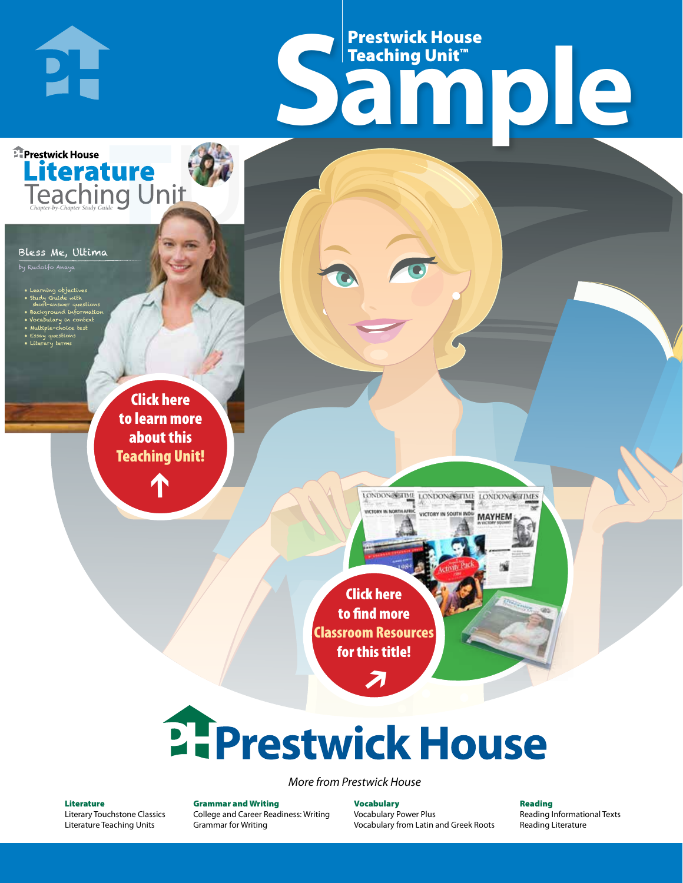# Prestwick House Teaching Unit™ Sample

Prestwick House

**Literature** Teaching Unit

*Chapter-by-Chapter Study Guide*

Bless Me, Ultima

by Rudolfo Anaya

- Learning objectives
- Study Guide with short-answer questions
- Background information
- Vocabulary in context
- Multiple-choice test
- Essay questions
- Literary terms

**Click here to learn more about this Teaching Unit!**

**Click here to find more Classroom Resources for this title!**

# Prestwick House

*More from Prestwick House*

**Literature**
Literary Touchstone Classics
Literature Teaching Units

**Grammar and Writing**
College and Career Readiness: Writing
Grammar for Writing

**Vocabulary**
Vocabulary Power Plus
Vocabulary from Latin and Greek Roots

**Reading**
Reading Informational Texts
Reading Literature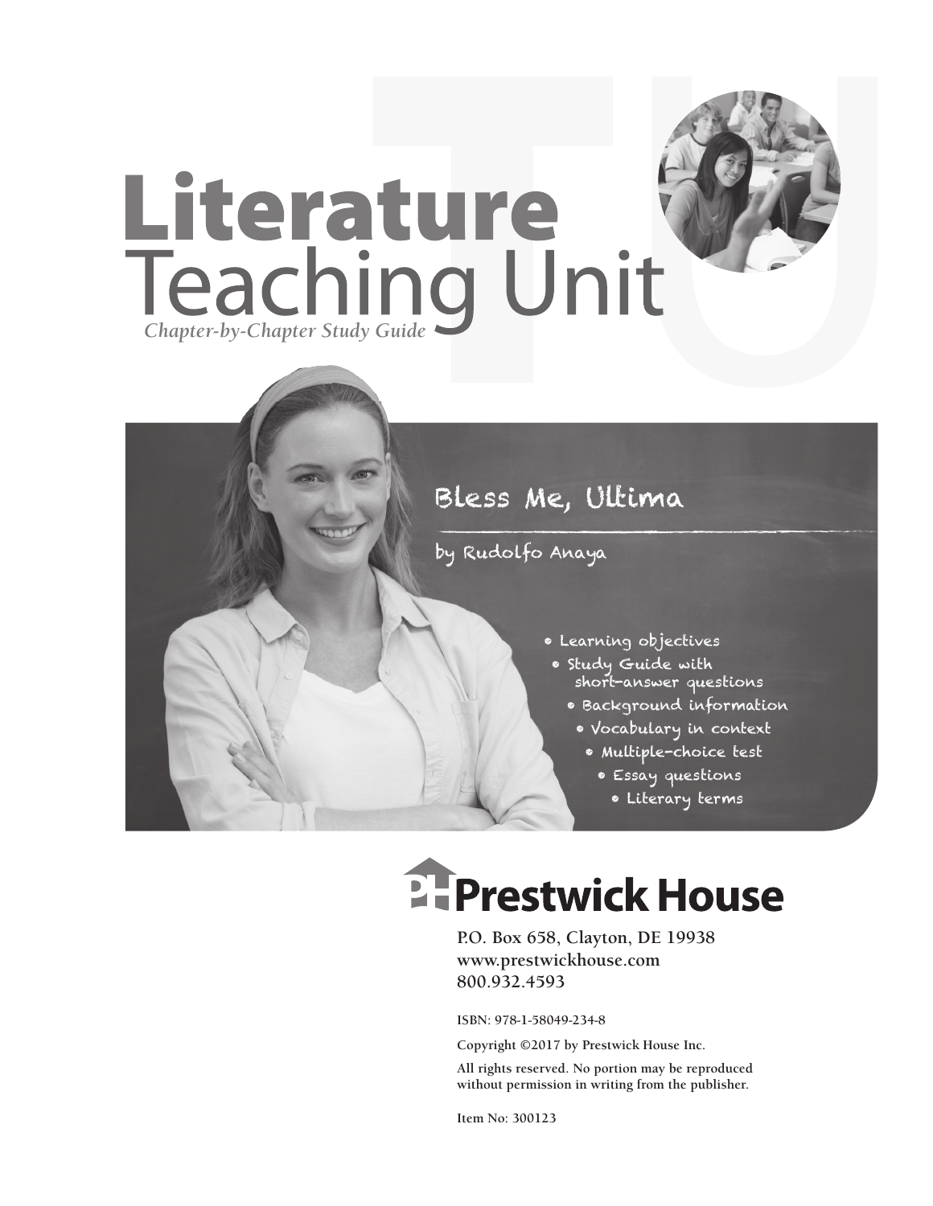# Literature
# Teaching Unit

*Chapter-by-Chapter Study Guide*

## Bless Me, Ultima

by Rudolfo Anaya

- Learning objectives
- Study Guide with short-answer questions
- Background information
- Vocabulary in context
- Multiple-choice test
- Essay questions
- Literary terms

**Prestwick House**

P.O. Box 658, Clayton, DE 19938
www.prestwickhouse.com
800.932.4593

ISBN: 978-1-58049-234-8

Copyright ©2017 by Prestwick House Inc.

All rights reserved. No portion may be reproduced without permission in writing from the publisher.

Item No: 300123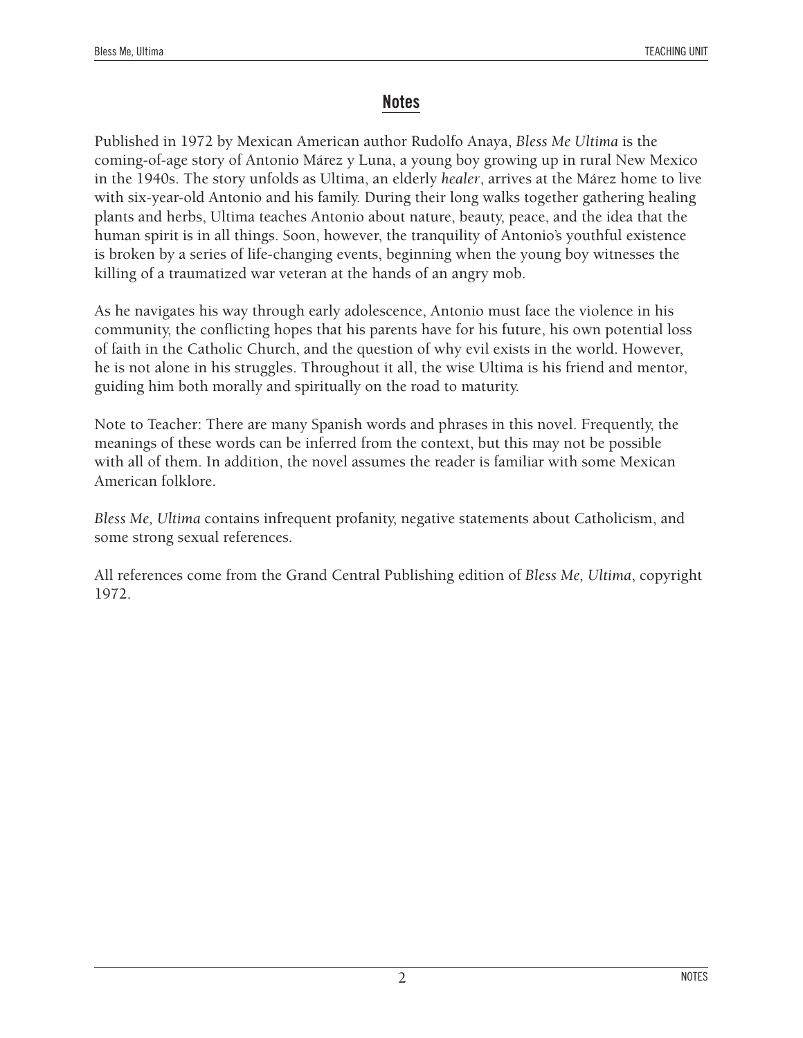## Notes

Published in 1972 by Mexican American author Rudolfo Anaya, *Bless Me Ultima* is the coming-of-age story of Antonio Márez y Luna, a young boy growing up in rural New Mexico in the 1940s. The story unfolds as Ultima, an elderly *healer*, arrives at the Márez home to live with six-year-old Antonio and his family. During their long walks together gathering healing plants and herbs, Ultima teaches Antonio about nature, beauty, peace, and the idea that the human spirit is in all things. Soon, however, the tranquility of Antonio's youthful existence is broken by a series of life-changing events, beginning when the young boy witnesses the killing of a traumatized war veteran at the hands of an angry mob.

As he navigates his way through early adolescence, Antonio must face the violence in his community, the conflicting hopes that his parents have for his future, his own potential loss of faith in the Catholic Church, and the question of why evil exists in the world. However, he is not alone in his struggles. Throughout it all, the wise Ultima is his friend and mentor, guiding him both morally and spiritually on the road to maturity.

Note to Teacher: There are many Spanish words and phrases in this novel. Frequently, the meanings of these words can be inferred from the context, but this may not be possible with all of them. In addition, the novel assumes the reader is familiar with some Mexican American folklore.

*Bless Me, Ultima* contains infrequent profanity, negative statements about Catholicism, and some strong sexual references.

All references come from the Grand Central Publishing edition of *Bless Me, Ultima*, copyright 1972.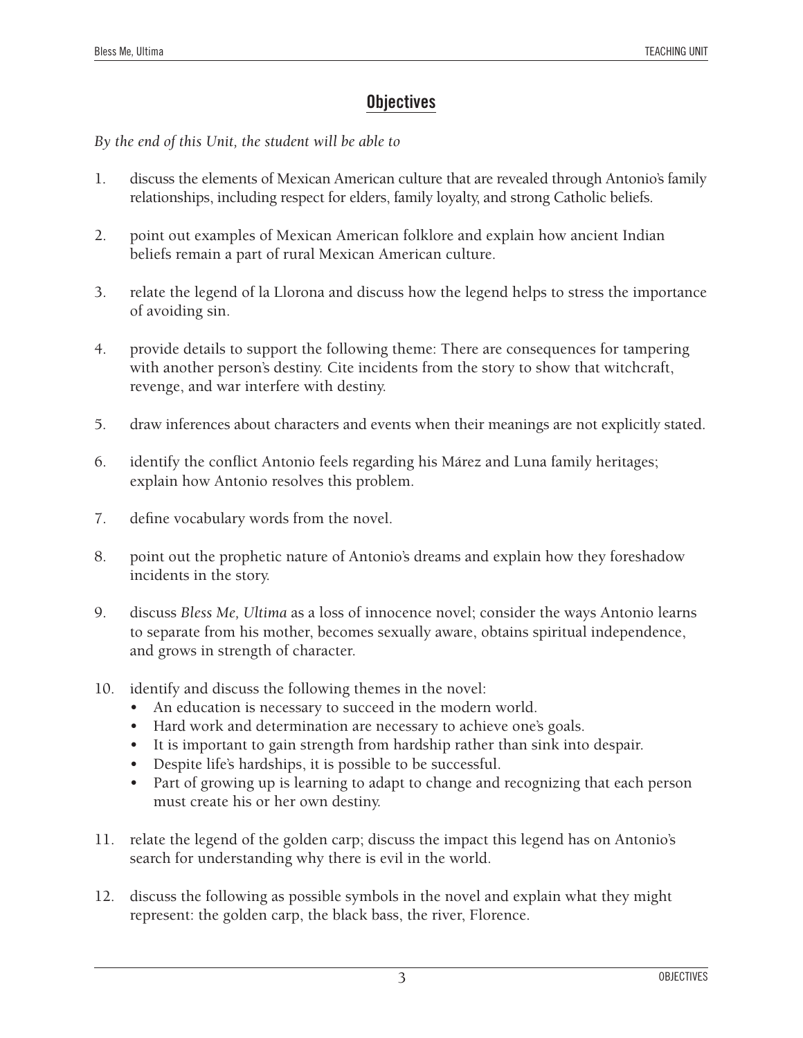## Objectives

*By the end of this Unit, the student will be able to*

1. discuss the elements of Mexican American culture that are revealed through Antonio's family relationships, including respect for elders, family loyalty, and strong Catholic beliefs.

2. point out examples of Mexican American folklore and explain how ancient Indian beliefs remain a part of rural Mexican American culture.

3. relate the legend of la Llorona and discuss how the legend helps to stress the importance of avoiding sin.

4. provide details to support the following theme: There are consequences for tampering with another person's destiny. Cite incidents from the story to show that witchcraft, revenge, and war interfere with destiny.

5. draw inferences about characters and events when their meanings are not explicitly stated.

6. identify the conflict Antonio feels regarding his Márez and Luna family heritages; explain how Antonio resolves this problem.

7. define vocabulary words from the novel.

8. point out the prophetic nature of Antonio's dreams and explain how they foreshadow incidents in the story.

9. discuss *Bless Me, Ultima* as a loss of innocence novel; consider the ways Antonio learns to separate from his mother, becomes sexually aware, obtains spiritual independence, and grows in strength of character.

10. identify and discuss the following themes in the novel:
    - An education is necessary to succeed in the modern world.
    - Hard work and determination are necessary to achieve one's goals.
    - It is important to gain strength from hardship rather than sink into despair.
    - Despite life's hardships, it is possible to be successful.
    - Part of growing up is learning to adapt to change and recognizing that each person must create his or her own destiny.

11. relate the legend of the golden carp; discuss the impact this legend has on Antonio's search for understanding why there is evil in the world.

12. discuss the following as possible symbols in the novel and explain what they might represent: the golden carp, the black bass, the river, Florence.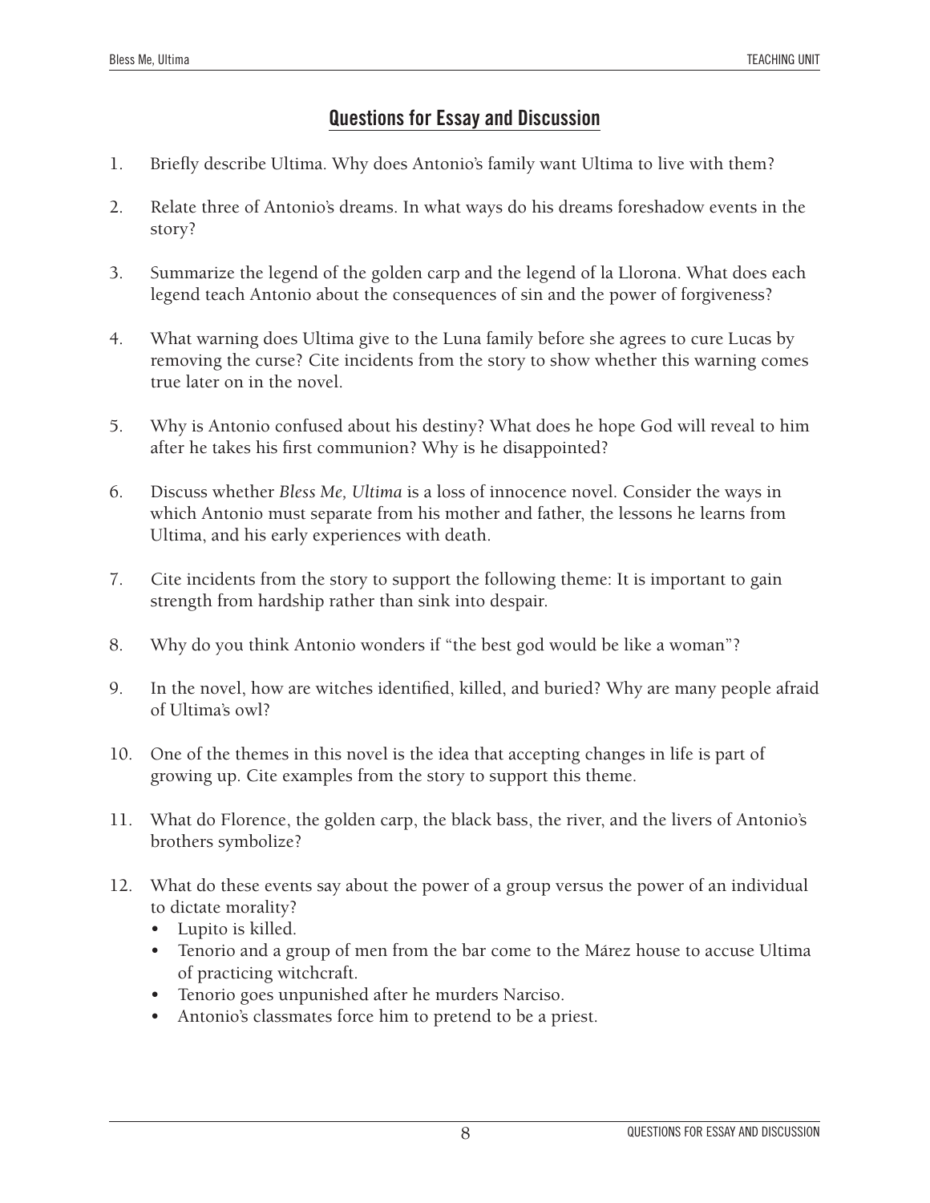## Questions for Essay and Discussion

1. Briefly describe Ultima. Why does Antonio's family want Ultima to live with them?

2. Relate three of Antonio's dreams. In what ways do his dreams foreshadow events in the story?

3. Summarize the legend of the golden carp and the legend of la Llorona. What does each legend teach Antonio about the consequences of sin and the power of forgiveness?

4. What warning does Ultima give to the Luna family before she agrees to cure Lucas by removing the curse? Cite incidents from the story to show whether this warning comes true later on in the novel.

5. Why is Antonio confused about his destiny? What does he hope God will reveal to him after he takes his first communion? Why is he disappointed?

6. Discuss whether *Bless Me, Ultima* is a loss of innocence novel. Consider the ways in which Antonio must separate from his mother and father, the lessons he learns from Ultima, and his early experiences with death.

7. Cite incidents from the story to support the following theme: It is important to gain strength from hardship rather than sink into despair.

8. Why do you think Antonio wonders if "the best god would be like a woman"?

9. In the novel, how are witches identified, killed, and buried? Why are many people afraid of Ultima's owl?

10. One of the themes in this novel is the idea that accepting changes in life is part of growing up. Cite examples from the story to support this theme.

11. What do Florence, the golden carp, the black bass, the river, and the livers of Antonio's brothers symbolize?

12. What do these events say about the power of a group versus the power of an individual to dictate morality?
    - Lupito is killed.
    - Tenorio and a group of men from the bar come to the Márez house to accuse Ultima of practicing witchcraft.
    - Tenorio goes unpunished after he murders Narciso.
    - Antonio's classmates force him to pretend to be a priest.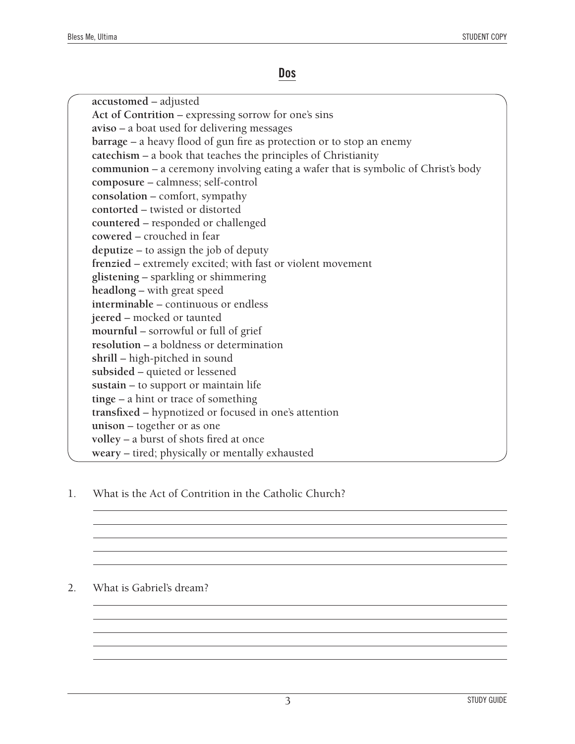## Dos

**accustomed** – adjusted
**Act of Contrition** – expressing sorrow for one's sins
**aviso** – a boat used for delivering messages
**barrage** – a heavy flood of gun fire as protection or to stop an enemy
**catechism** – a book that teaches the principles of Christianity
**communion** – a ceremony involving eating a wafer that is symbolic of Christ's body
**composure** – calmness; self-control
**consolation** – comfort, sympathy
**contorted** – twisted or distorted
**countered** – responded or challenged
**cowered** – crouched in fear
**deputize** – to assign the job of deputy
**frenzied** – extremely excited; with fast or violent movement
**glistening** – sparkling or shimmering
**headlong** – with great speed
**interminable** – continuous or endless
**jeered** – mocked or taunted
**mournful** – sorrowful or full of grief
**resolution** – a boldness or determination
**shrill** – high-pitched in sound
**subsided** – quieted or lessened
**sustain** – to support or maintain life
**tinge** – a hint or trace of something
**transfixed** – hypnotized or focused in one's attention
**unison** – together or as one
**volley** – a burst of shots fired at once
**weary** – tired; physically or mentally exhausted

1. What is the Act of Contrition in the Catholic Church?

2. What is Gabriel's dream?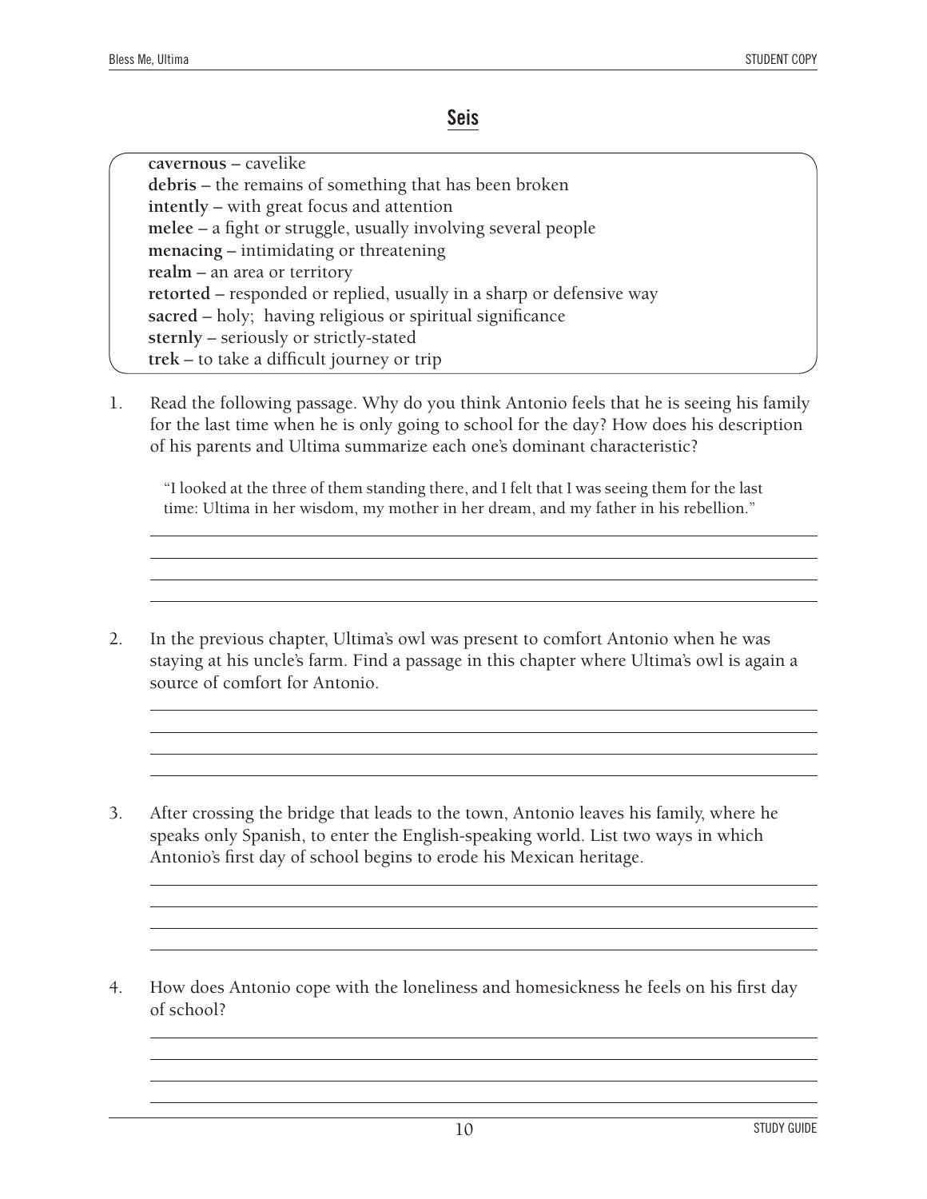## Seis

**cavernous** – cavelike
**debris** – the remains of something that has been broken
**intently** – with great focus and attention
**melee** – a fight or struggle, usually involving several people
**menacing** – intimidating or threatening
**realm** – an area or territory
**retorted** – responded or replied, usually in a sharp or defensive way
**sacred** – holy; having religious or spiritual significance
**sternly** – seriously or strictly-stated
**trek** – to take a difficult journey or trip

1. Read the following passage. Why do you think Antonio feels that he is seeing his family for the last time when he is only going to school for the day? How does his description of his parents and Ultima summarize each one's dominant characteristic?

   "I looked at the three of them standing there, and I felt that I was seeing them for the last time: Ultima in her wisdom, my mother in her dream, and my father in his rebellion."

2. In the previous chapter, Ultima's owl was present to comfort Antonio when he was staying at his uncle's farm. Find a passage in this chapter where Ultima's owl is again a source of comfort for Antonio.

3. After crossing the bridge that leads to the town, Antonio leaves his family, where he speaks only Spanish, to enter the English-speaking world. List two ways in which Antonio's first day of school begins to erode his Mexican heritage.

4. How does Antonio cope with the loneliness and homesickness he feels on his first day of school?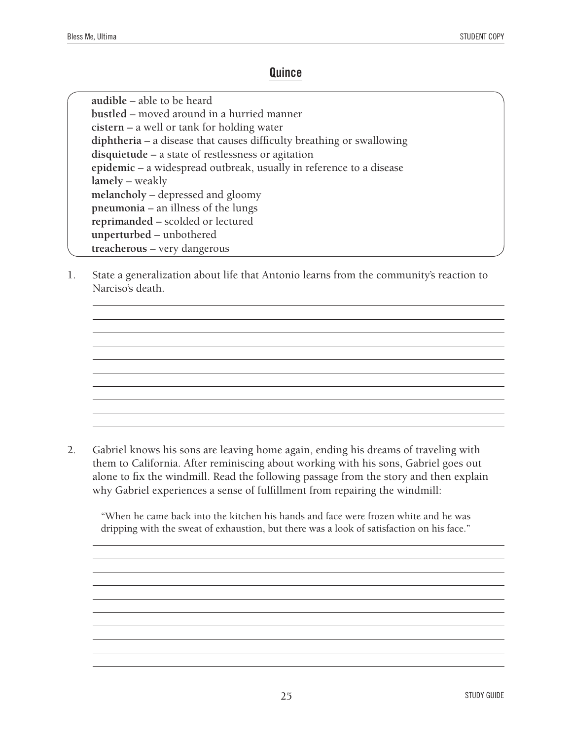## Quince

**audible** – able to be heard
**bustled** – moved around in a hurried manner
**cistern** – a well or tank for holding water
**diphtheria** – a disease that causes difficulty breathing or swallowing
**disquietude** – a state of restlessness or agitation
**epidemic** – a widespread outbreak, usually in reference to a disease
**lamely** – weakly
**melancholy** – depressed and gloomy
**pneumonia** – an illness of the lungs
**reprimanded** – scolded or lectured
**unperturbed** – unbothered
**treacherous** – very dangerous

1. State a generalization about life that Antonio learns from the community's reaction to Narciso's death.

2. Gabriel knows his sons are leaving home again, ending his dreams of traveling with them to California. After reminiscing about working with his sons, Gabriel goes out alone to fix the windmill. Read the following passage from the story and then explain why Gabriel experiences a sense of fulfillment from repairing the windmill:

   "When he came back into the kitchen his hands and face were frozen white and he was dripping with the sweat of exhaustion, but there was a look of satisfaction on his face."